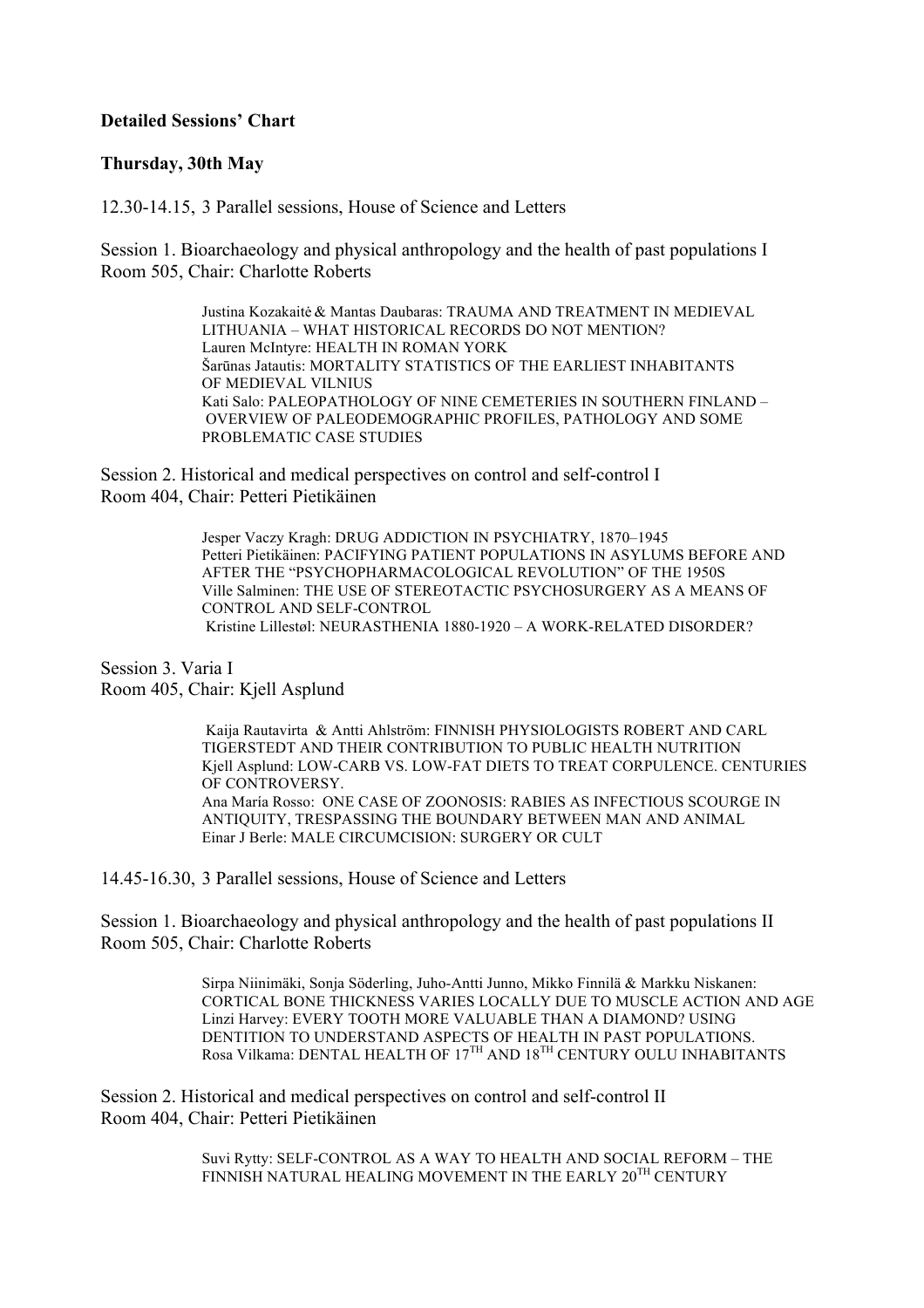**Detailed Sessions' Chart**

**Thursday, 30th May**

12.30-14.15, 3 Parallel sessions, House of Science and Letters

Session 1. Bioarchaeology and physical anthropology and the health of past populations I
Room 505, Chair: Charlotte Roberts

> Justina Kozakaitė & Mantas Daubaras: TRAUMA AND TREATMENT IN MEDIEVAL LITHUANIA – WHAT HISTORICAL RECORDS DO NOT MENTION?
> Lauren McIntyre: HEALTH IN ROMAN YORK
> Šarūnas Jatautis: MORTALITY STATISTICS OF THE EARLIEST INHABITANTS OF MEDIEVAL VILNIUS
> Kati Salo: PALEOPATHOLOGY OF NINE CEMETERIES IN SOUTHERN FINLAND – OVERVIEW OF PALEODEMOGRAPHIC PROFILES, PATHOLOGY AND SOME PROBLEMATIC CASE STUDIES

Session 2. Historical and medical perspectives on control and self-control I
Room 404, Chair: Petteri Pietikäinen

> Jesper Vaczy Kragh: DRUG ADDICTION IN PSYCHIATRY, 1870–1945
> Petteri Pietikäinen: PACIFYING PATIENT POPULATIONS IN ASYLUMS BEFORE AND AFTER THE "PSYCHOPHARMACOLOGICAL REVOLUTION" OF THE 1950S
> Ville Salminen: THE USE OF STEREOTACTIC PSYCHOSURGERY AS A MEANS OF CONTROL AND SELF-CONTROL
> Kristine Lillestøl: NEURASTHENIA 1880-1920 – A WORK-RELATED DISORDER?

Session 3. Varia I
Room 405, Chair: Kjell Asplund

> Kaija Rautavirta & Antti Ahlström: FINNISH PHYSIOLOGISTS ROBERT AND CARL TIGERSTEDT AND THEIR CONTRIBUTION TO PUBLIC HEALTH NUTRITION
> Kjell Asplund: LOW-CARB VS. LOW-FAT DIETS TO TREAT CORPULENCE. CENTURIES OF CONTROVERSY.
> Ana María Rosso: ONE CASE OF ZOONOSIS: RABIES AS INFECTIOUS SCOURGE IN ANTIQUITY, TRESPASSING THE BOUNDARY BETWEEN MAN AND ANIMAL
> Einar J Berle: MALE CIRCUMCISION: SURGERY OR CULT

14.45-16.30, 3 Parallel sessions, House of Science and Letters

Session 1. Bioarchaeology and physical anthropology and the health of past populations II
Room 505, Chair: Charlotte Roberts

> Sirpa Niinimäki, Sonja Söderling, Juho-Antti Junno, Mikko Finnilä & Markku Niskanen: CORTICAL BONE THICKNESS VARIES LOCALLY DUE TO MUSCLE ACTION AND AGE
> Linzi Harvey: EVERY TOOTH MORE VALUABLE THAN A DIAMOND? USING DENTITION TO UNDERSTAND ASPECTS OF HEALTH IN PAST POPULATIONS.
> Rosa Vilkama: DENTAL HEALTH OF 17TH AND 18TH CENTURY OULU INHABITANTS

Session 2. Historical and medical perspectives on control and self-control II
Room 404, Chair: Petteri Pietikäinen

> Suvi Rytty: SELF-CONTROL AS A WAY TO HEALTH AND SOCIAL REFORM – THE FINNISH NATURAL HEALING MOVEMENT IN THE EARLY 20TH CENTURY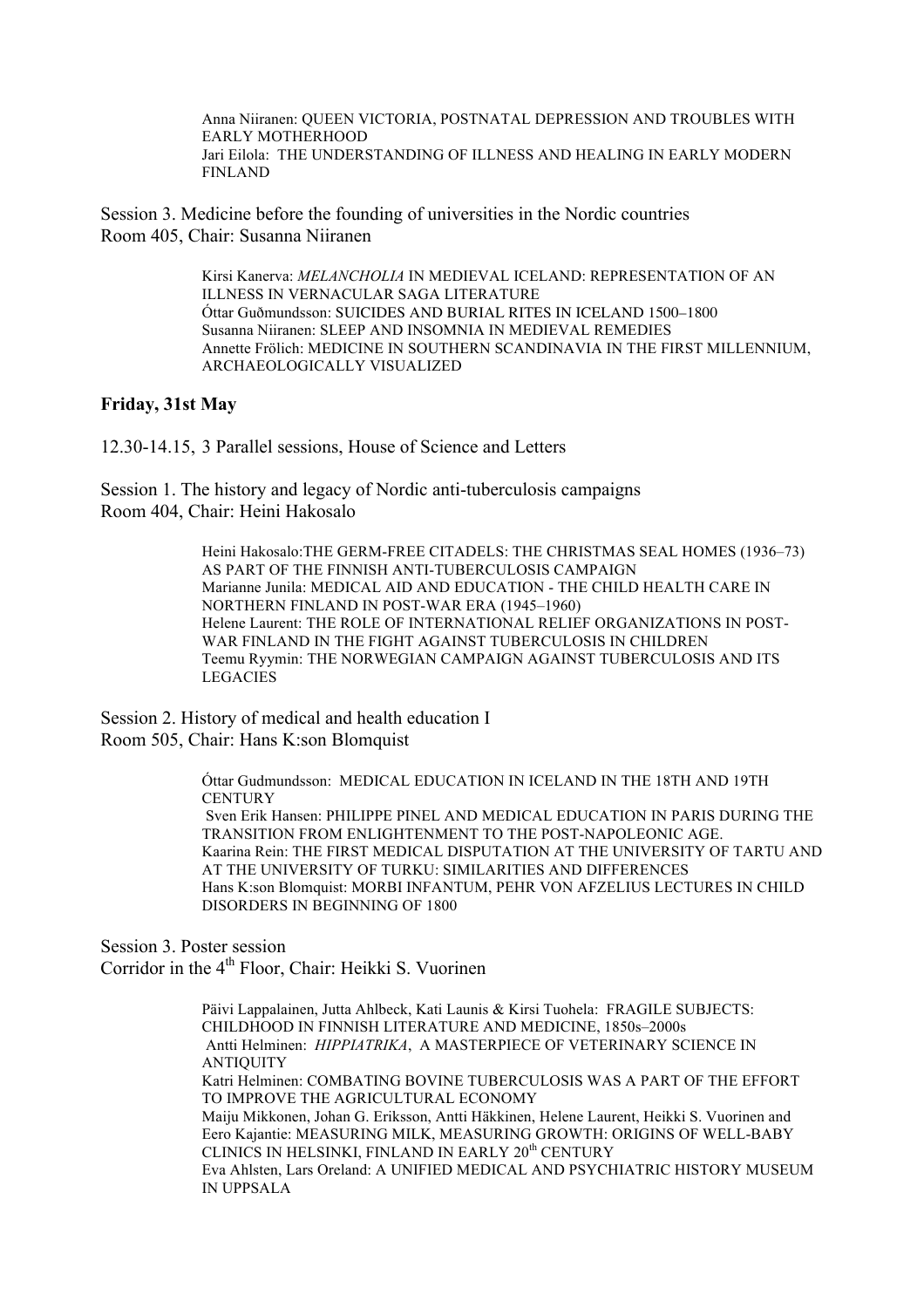Anna Niiranen: QUEEN VICTORIA, POSTNATAL DEPRESSION AND TROUBLES WITH EARLY MOTHERHOOD
Jari Eilola: THE UNDERSTANDING OF ILLNESS AND HEALING IN EARLY MODERN FINLAND

Session 3. Medicine before the founding of universities in the Nordic countries
Room 405, Chair: Susanna Niiranen

Kirsi Kanerva: *MELANCHOLIA* IN MEDIEVAL ICELAND: REPRESENTATION OF AN ILLNESS IN VERNACULAR SAGA LITERATURE
Óttar Guðmundsson: SUICIDES AND BURIAL RITES IN ICELAND 1500–1800
Susanna Niiranen: SLEEP AND INSOMNIA IN MEDIEVAL REMEDIES
Annette Frölich: MEDICINE IN SOUTHERN SCANDINAVIA IN THE FIRST MILLENNIUM, ARCHAEOLOGICALLY VISUALIZED

**Friday, 31st May**

12.30-14.15, 3 Parallel sessions, House of Science and Letters

Session 1. The history and legacy of Nordic anti-tuberculosis campaigns
Room 404, Chair: Heini Hakosalo

Heini Hakosalo:THE GERM-FREE CITADELS: THE CHRISTMAS SEAL HOMES (1936–73) AS PART OF THE FINNISH ANTI-TUBERCULOSIS CAMPAIGN
Marianne Junila: MEDICAL AID AND EDUCATION - THE CHILD HEALTH CARE IN NORTHERN FINLAND IN POST-WAR ERA (1945–1960)
Helene Laurent: THE ROLE OF INTERNATIONAL RELIEF ORGANIZATIONS IN POST-WAR FINLAND IN THE FIGHT AGAINST TUBERCULOSIS IN CHILDREN
Teemu Ryymin: THE NORWEGIAN CAMPAIGN AGAINST TUBERCULOSIS AND ITS LEGACIES

Session 2. History of medical and health education I
Room 505, Chair: Hans K:son Blomquist

Óttar Gudmundsson: MEDICAL EDUCATION IN ICELAND IN THE 18TH AND 19TH CENTURY
Sven Erik Hansen: PHILIPPE PINEL AND MEDICAL EDUCATION IN PARIS DURING THE TRANSITION FROM ENLIGHTENMENT TO THE POST-NAPOLEONIC AGE.
Kaarina Rein: THE FIRST MEDICAL DISPUTATION AT THE UNIVERSITY OF TARTU AND AT THE UNIVERSITY OF TURKU: SIMILARITIES AND DIFFERENCES
Hans K:son Blomquist: MORBI INFANTUM, PEHR VON AFZELIUS LECTURES IN CHILD DISORDERS IN BEGINNING OF 1800

Session 3. Poster session
Corridor in the 4th Floor, Chair: Heikki S. Vuorinen

Päivi Lappalainen, Jutta Ahlbeck, Kati Launis & Kirsi Tuohela: FRAGILE SUBJECTS: CHILDHOOD IN FINNISH LITERATURE AND MEDICINE, 1850s–2000s
Antti Helminen: *HIPPIATRIKA*, A MASTERPIECE OF VETERINARY SCIENCE IN ANTIQUITY
Katri Helminen: COMBATING BOVINE TUBERCULOSIS WAS A PART OF THE EFFORT TO IMPROVE THE AGRICULTURAL ECONOMY
Maiju Mikkonen, Johan G. Eriksson, Antti Häkkinen, Helene Laurent, Heikki S. Vuorinen and Eero Kajantie: MEASURING MILK, MEASURING GROWTH: ORIGINS OF WELL-BABY CLINICS IN HELSINKI, FINLAND IN EARLY 20th CENTURY
Eva Ahlsten, Lars Oreland: A UNIFIED MEDICAL AND PSYCHIATRIC HISTORY MUSEUM IN UPPSALA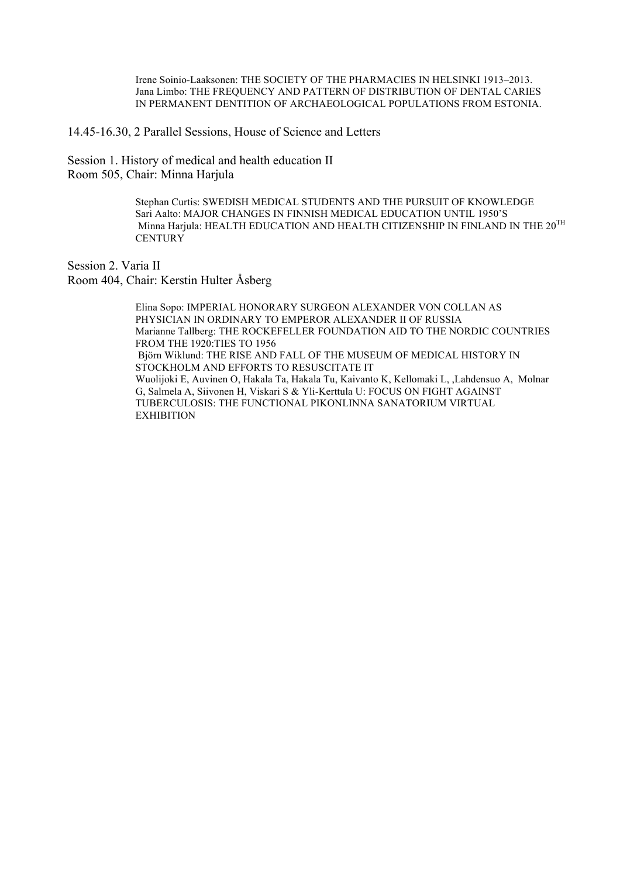Irene Soinio-Laaksonen: THE SOCIETY OF THE PHARMACIES IN HELSINKI 1913–2013.
Jana Limbo: THE FREQUENCY AND PATTERN OF DISTRIBUTION OF DENTAL CARIES IN PERMANENT DENTITION OF ARCHAEOLOGICAL POPULATIONS FROM ESTONIA.

14.45-16.30, 2 Parallel Sessions, House of Science and Letters

Session 1. History of medical and health education II
Room 505, Chair: Minna Harjula

Stephan Curtis: SWEDISH MEDICAL STUDENTS AND THE PURSUIT OF KNOWLEDGE
Sari Aalto: MAJOR CHANGES IN FINNISH MEDICAL EDUCATION UNTIL 1950'S
Minna Harjula: HEALTH EDUCATION AND HEALTH CITIZENSHIP IN FINLAND IN THE 20TH CENTURY

Session 2. Varia II
Room 404, Chair: Kerstin Hulter Åsberg

Elina Sopo: IMPERIAL HONORARY SURGEON ALEXANDER VON COLLAN AS PHYSICIAN IN ORDINARY TO EMPEROR ALEXANDER II OF RUSSIA
Marianne Tallberg: THE ROCKEFELLER FOUNDATION AID TO THE NORDIC COUNTRIES FROM THE 1920:TIES TO 1956
Björn Wiklund: THE RISE AND FALL OF THE MUSEUM OF MEDICAL HISTORY IN STOCKHOLM AND EFFORTS TO RESUSCITATE IT
Wuolijoki E, Auvinen O, Hakala Ta, Hakala Tu, Kaivanto K, Kellomaki L, ,Lahdensuo A, Molnar G, Salmela A, Siivonen H, Viskari S & Yli-Kerttula U: FOCUS ON FIGHT AGAINST TUBERCULOSIS: THE FUNCTIONAL PIKONLINNA SANATORIUM VIRTUAL EXHIBITION